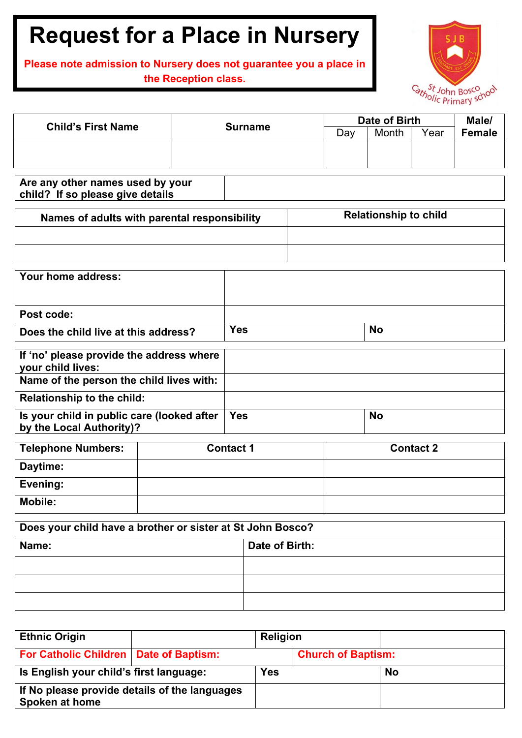# Request for a Place in Nursery

**Please note admission to Nursery does not guarantee you a place in the Reception class.**

St John Bosco Catholic Primary School

| Child's First Name | Surname | Date of Birth | | | Male/ Female |
|---|---|---|---|---|---|
| | | Day | Month | Year | |
| | | | | | |

| Are any other names used by your child? If so please give details | |
|---|---|

| Names of adults with parental responsibility | Relationship to child |
|---|---|
| | |
| | |

| Your home address: | | |
|---|---|---|
| Post code: | | |
| Does the child live at this address? | Yes | No |

| If 'no' please provide the address where your child lives: | | |
|---|---|---|
| Name of the person the child lives with: | | |
| Relationship to the child: | | |
| Is your child in public care (looked after by the Local Authority)? | Yes | No |

| Telephone Numbers: | Contact 1 | Contact 2 |
|---|---|---|
| Daytime: | | |
| Evening: | | |
| Mobile: | | |

| Does your child have a brother or sister at St John Bosco? | |
|---|---|
| Name: | Date of Birth: |
| | |
| | |
| | |

| Ethnic Origin | | Religion | |
|---|---|---|---|
| For Catholic Children | Date of Baptism: | Church of Baptism: | |
| Is English your child's first language: | | Yes | No |
| If No please provide details of the languages Spoken at home | | | |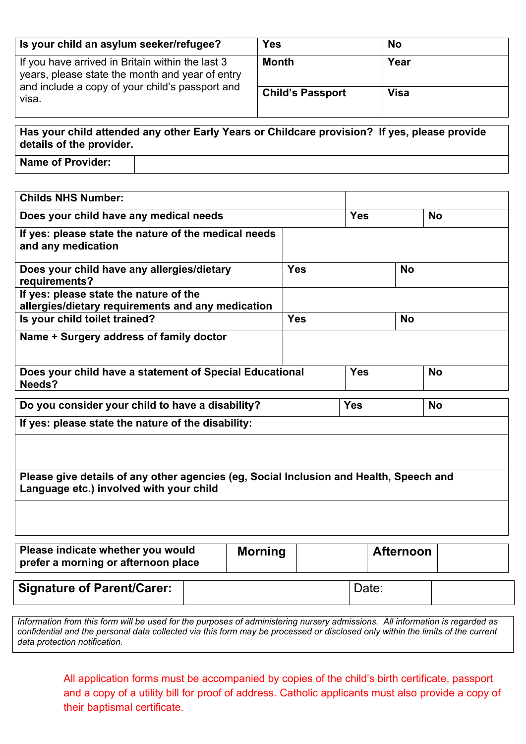| | | |
|---|---|---|
| **Is your child an asylum seeker/refugee?** | **Yes** | **No** |
| If you have arrived in Britain within the last 3 years, please state the month and year of entry and include a copy of your child's passport and visa. | **Month** | **Year** |
| | **Child's Passport** | **Visa** |

| | |
|---|---|
| **Has your child attended any other Early Years or Childcare provision? If yes, please provide details of the provider.** | |
| **Name of Provider:** | |

| | | |
|---|---|---|
| **Childs NHS Number:** | | |
| **Does your child have any medical needs** | **Yes** | **No** |
| **If yes: please state the nature of the medical needs and any medication** | | |
| **Does your child have any allergies/dietary requirements?** | **Yes** | **No** |
| **If yes: please state the nature of the allergies/dietary requirements and any medication** | | |
| **Is your child toilet trained?** | **Yes** | **No** |
| **Name + Surgery address of family doctor** | | |
| **Does your child have a statement of Special Educational Needs?** | **Yes** | **No** |

| | | |
|---|---|---|
| **Do you consider your child to have a disability?** | **Yes** | **No** |
| **If yes: please state the nature of the disability:** | | |
| | | |
| **Please give details of any other agencies (eg, Social Inclusion and Health, Speech and Language etc.) involved with your child** | | |
| | | |

| | | | | |
|---|---|---|---|---|
| **Please indicate whether you would prefer a morning or afternoon place** | **Morning** | | **Afternoon** | |

| | | | |
|---|---|---|---|
| **Signature of Parent/Carer:** | | Date: | |

*Information from this form will be used for the purposes of administering nursery admissions. All information is regarded as confidential and the personal data collected via this form may be processed or disclosed only within the limits of the current data protection notification.*

All application forms must be accompanied by copies of the child's birth certificate, passport and a copy of a utility bill for proof of address. Catholic applicants must also provide a copy of their baptismal certificate.